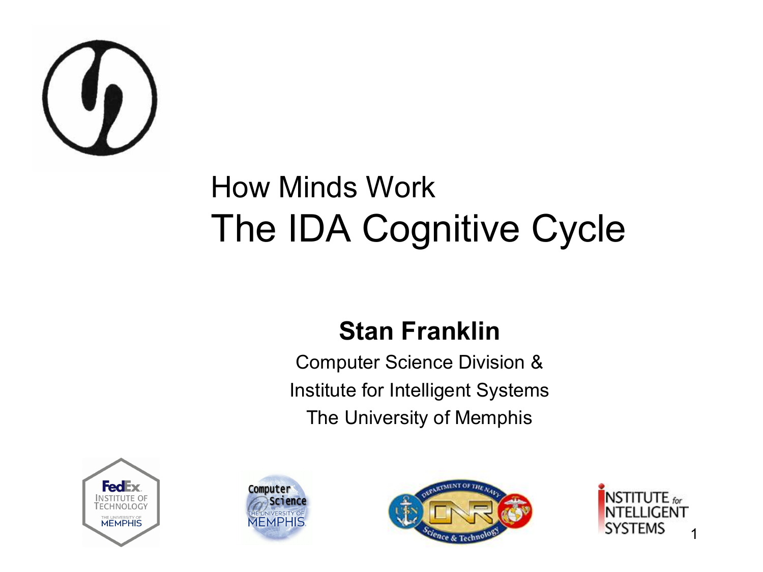# How Minds Work
# The IDA Cognitive Cycle

**Stan Franklin**

Computer Science Division &
Institute for Intelligent Systems
The University of Memphis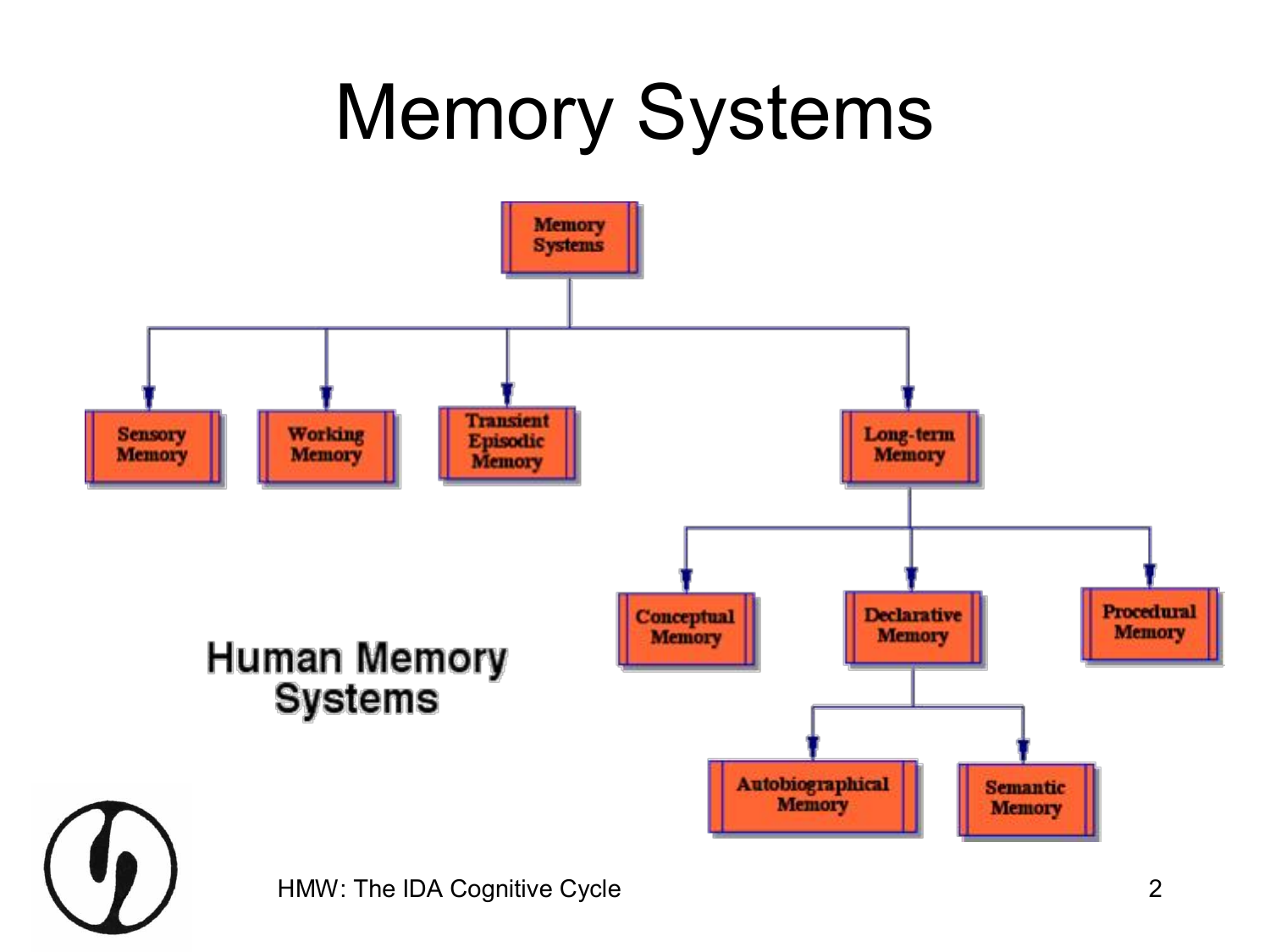# Memory Systems

- Memory Systems
  - Sensory Memory
  - Working Memory
  - Transient Episodic Memory
  - Long-term Memory
    - Conceptual Memory
    - Declarative Memory
      - Autobiographical Memory
      - Semantic Memory
    - Procedural Memory

Human Memory Systems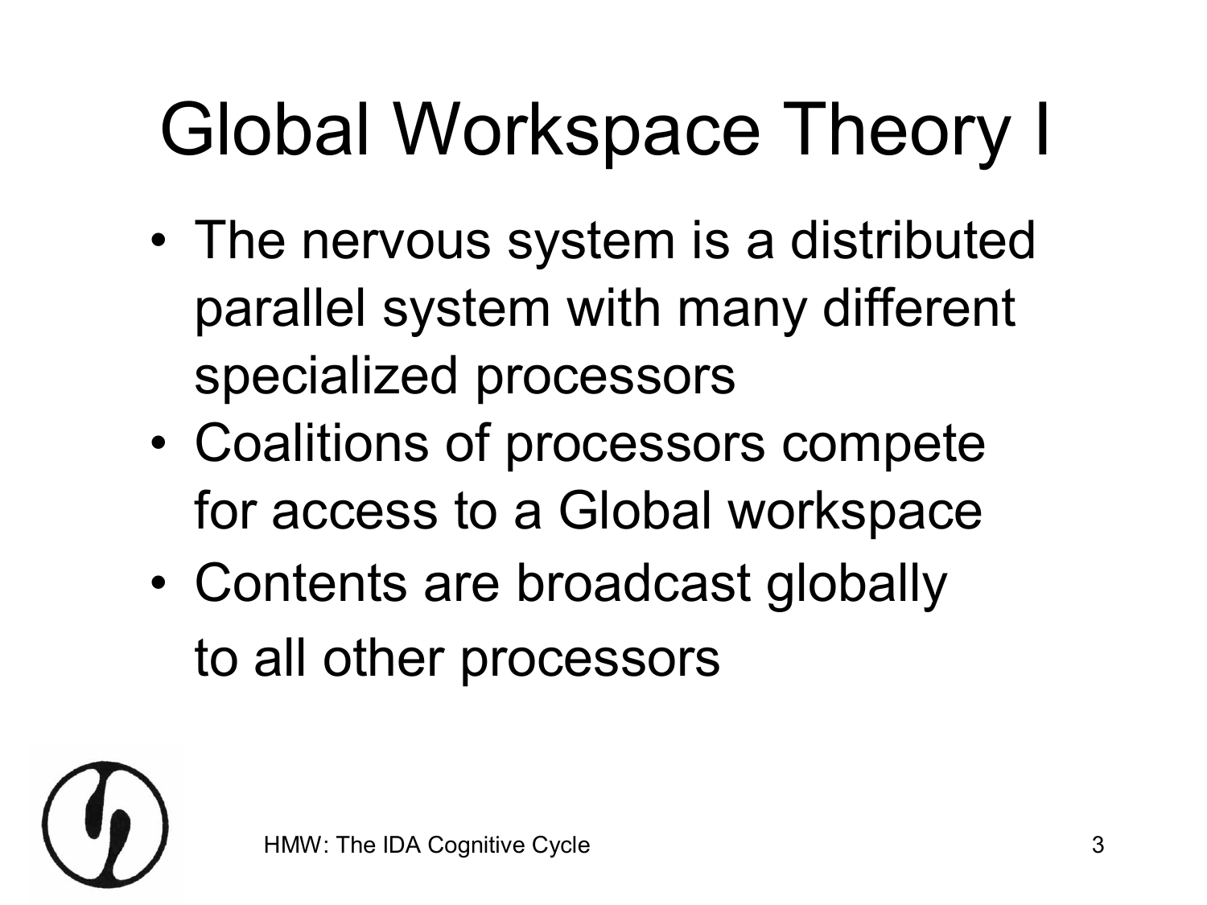# Global Workspace Theory I

- The nervous system is a distributed parallel system with many different specialized processors
- Coalitions of processors compete for access to a Global workspace
- Contents are broadcast globally to all other processors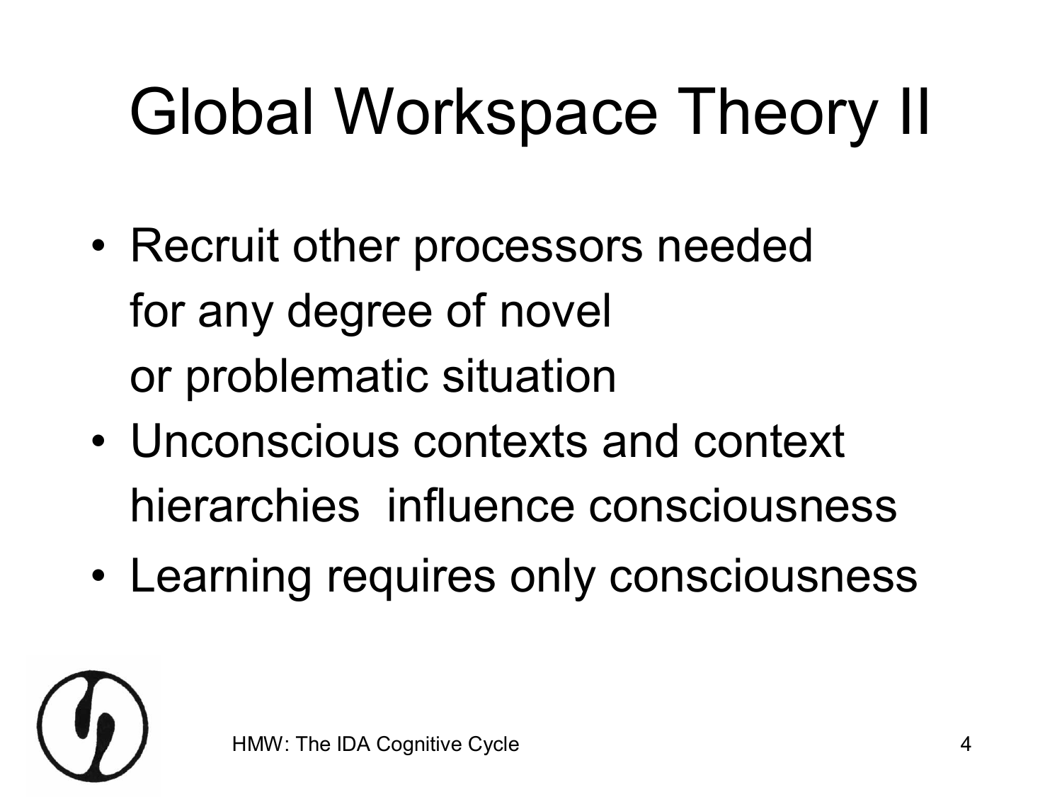# Global Workspace Theory II

- Recruit other processors needed for any degree of novel or problematic situation
- Unconscious contexts and context hierarchies influence consciousness
- Learning requires only consciousness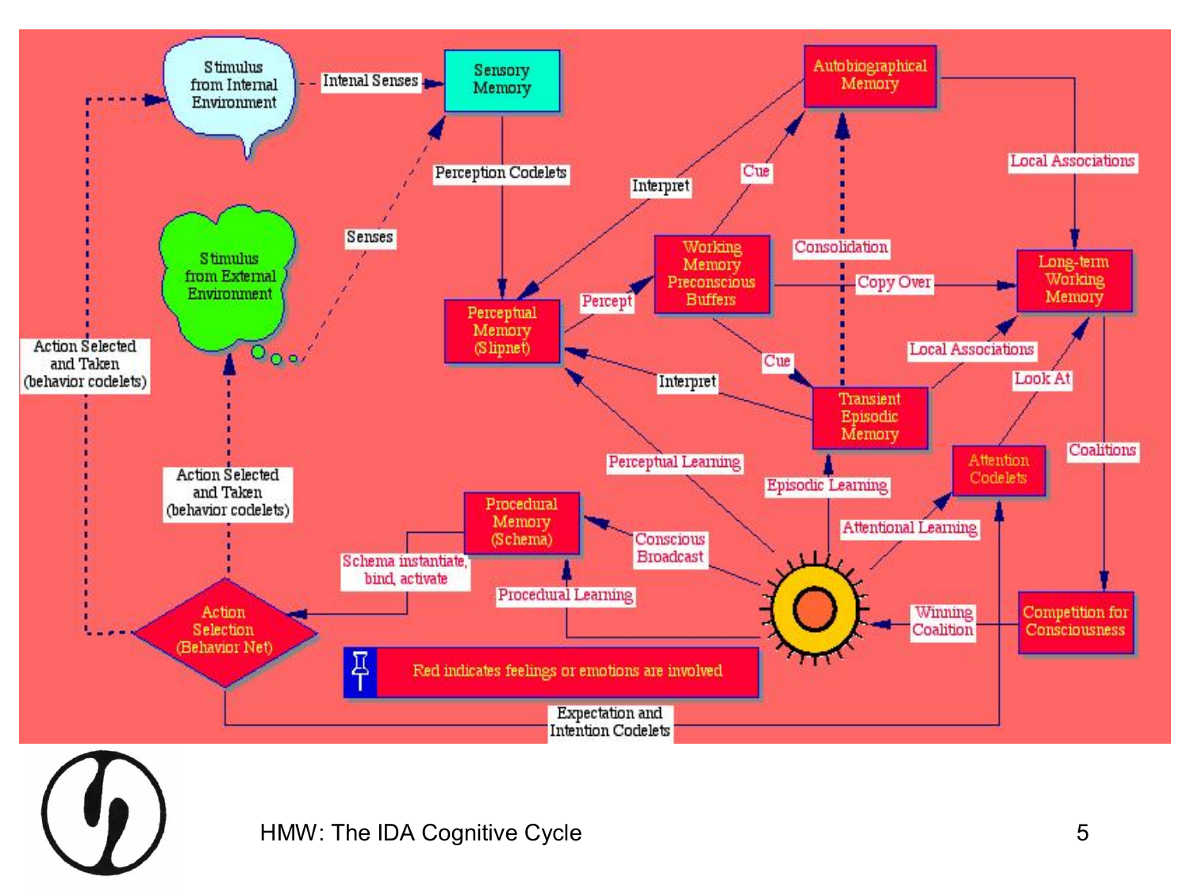# HMW: The IDA Cognitive Cycle

Stimulus from Internal Environment

Intenal Senses

Sensory Memory

Perception Codelets

Senses

Stimulus from External Environment

Action Selected and Taken (behavior codelets)

Perceptual Memory (Slipnet)

Percept

Interpret

Working Memory Preconscious Buffers

Cue

Autobiographical Memory

Consolidation

Copy Over

Local Associations

Long-term Working Memory

Transient Episodic Memory

Look At

Coalitions

Attention Codelets

Attentional Learning

Episodic Learning

Perceptual Learning

Procedural Memory (Schema)

Conscious Broadcast

Schema instantiate, bind, activate

Procedural Learning

Winning Coalition

Competition for Consciousness

Action Selection (Behavior Net)

Red indicates feelings or emotions are involved

Expectation and Intention Codelets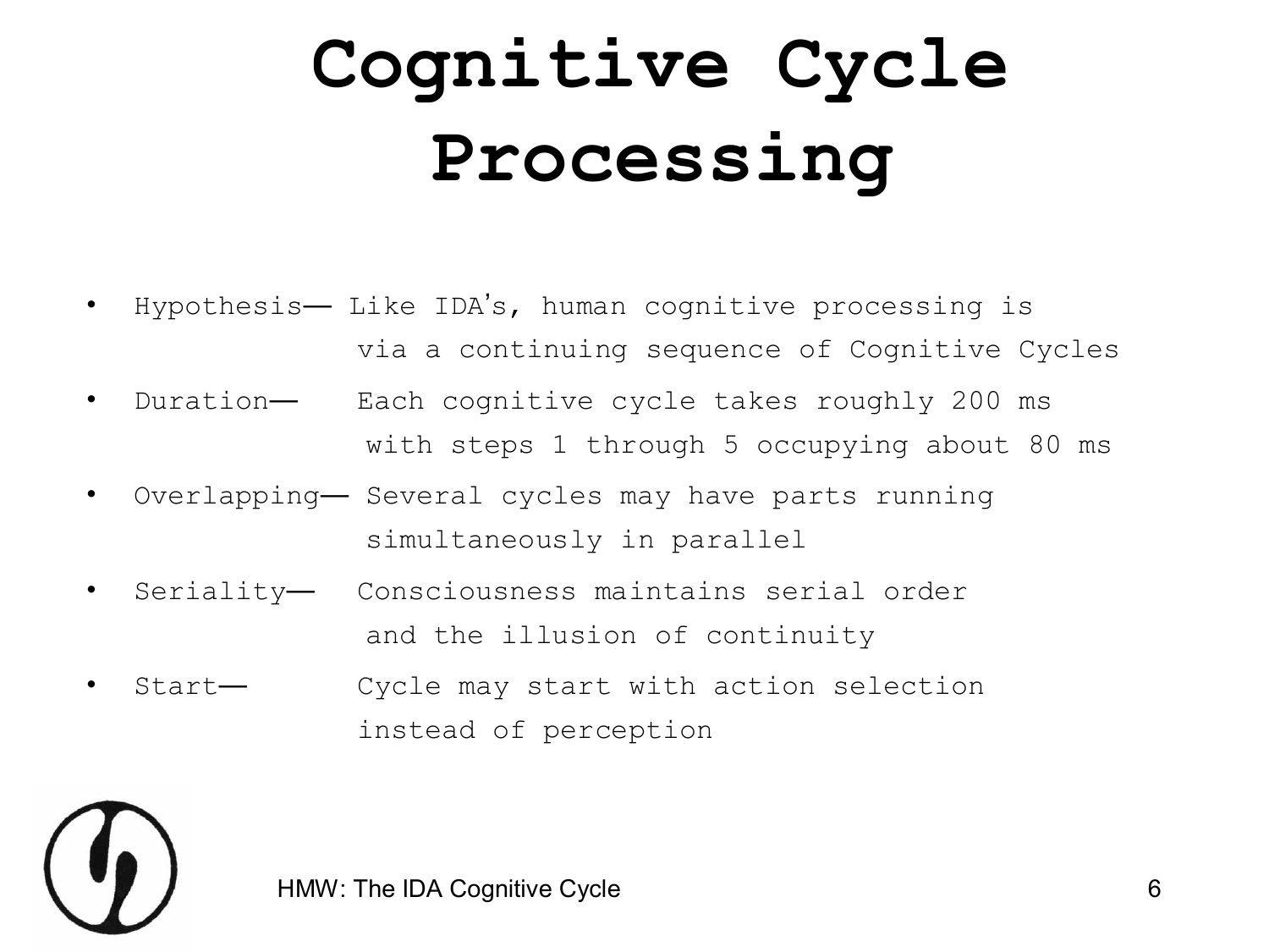# Cognitive Cycle Processing

- Hypothesis— Like IDA's, human cognitive processing is via a continuing sequence of Cognitive Cycles
- Duration— Each cognitive cycle takes roughly 200 ms with steps 1 through 5 occupying about 80 ms
- Overlapping— Several cycles may have parts running simultaneously in parallel
- Seriality— Consciousness maintains serial order and the illusion of continuity
- Start— Cycle may start with action selection instead of perception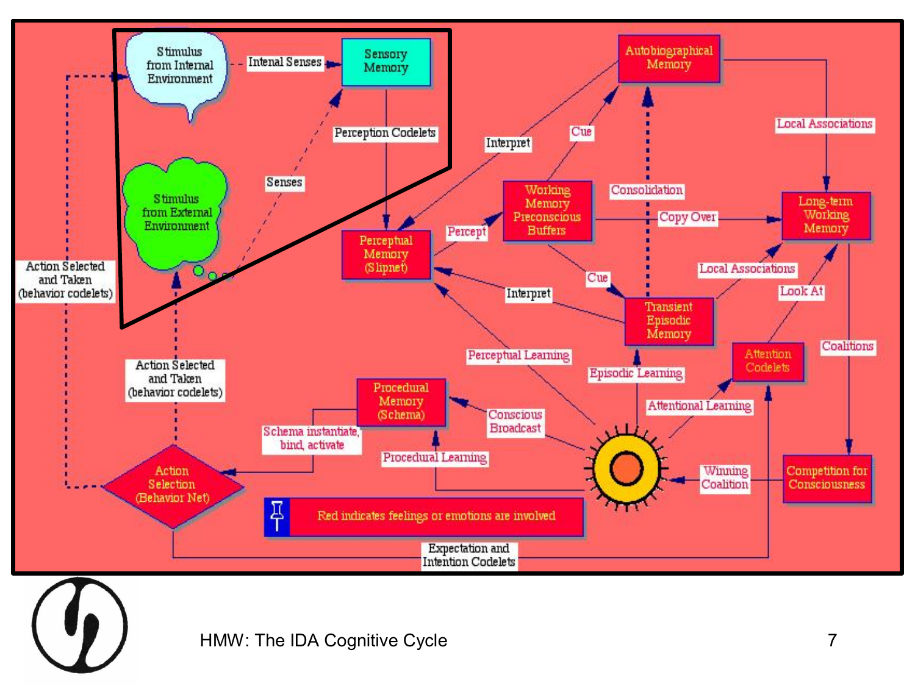Stimulus from Internal Environment

Intenal Senses

Sensory Memory

Perception Codelets

Senses

Stimulus from External Environment

Action Selected and Taken (behavior codelets)

Perceptual Memory (Slipnet)

Interpret

Percept

Working Memory Preconscious Buffers

Cue

Autobiographical Memory

Consolidation

Copy Over

Local Associations

Long-term Working Memory

Cue

Interpret

Transient Episodic Memory

Local Associations

Look At

Coalitions

Attention Codelets

Perceptual Learning

Episodic Learning

Attentional Learning

Action Selected and Taken (behavior codelets)

Procedural Memory (Schema)

Schema instantiate, bind, activate

Conscious Broadcast

Procedural Learning

Winning Coalition

Competition for Consciousness

Action Selection (Behavior Net)

Red indicates feelings or emotions are involved

Expectation and Intention Codelets

HMW: The IDA Cognitive Cycle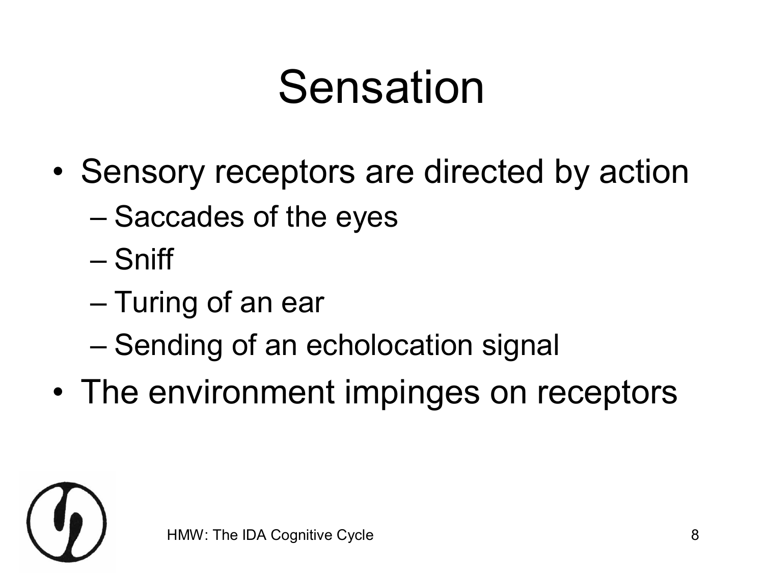# Sensation

- Sensory receptors are directed by action
  - Saccades of the eyes
  - Sniff
  - Turing of an ear
  - Sending of an echolocation signal
- The environment impinges on receptors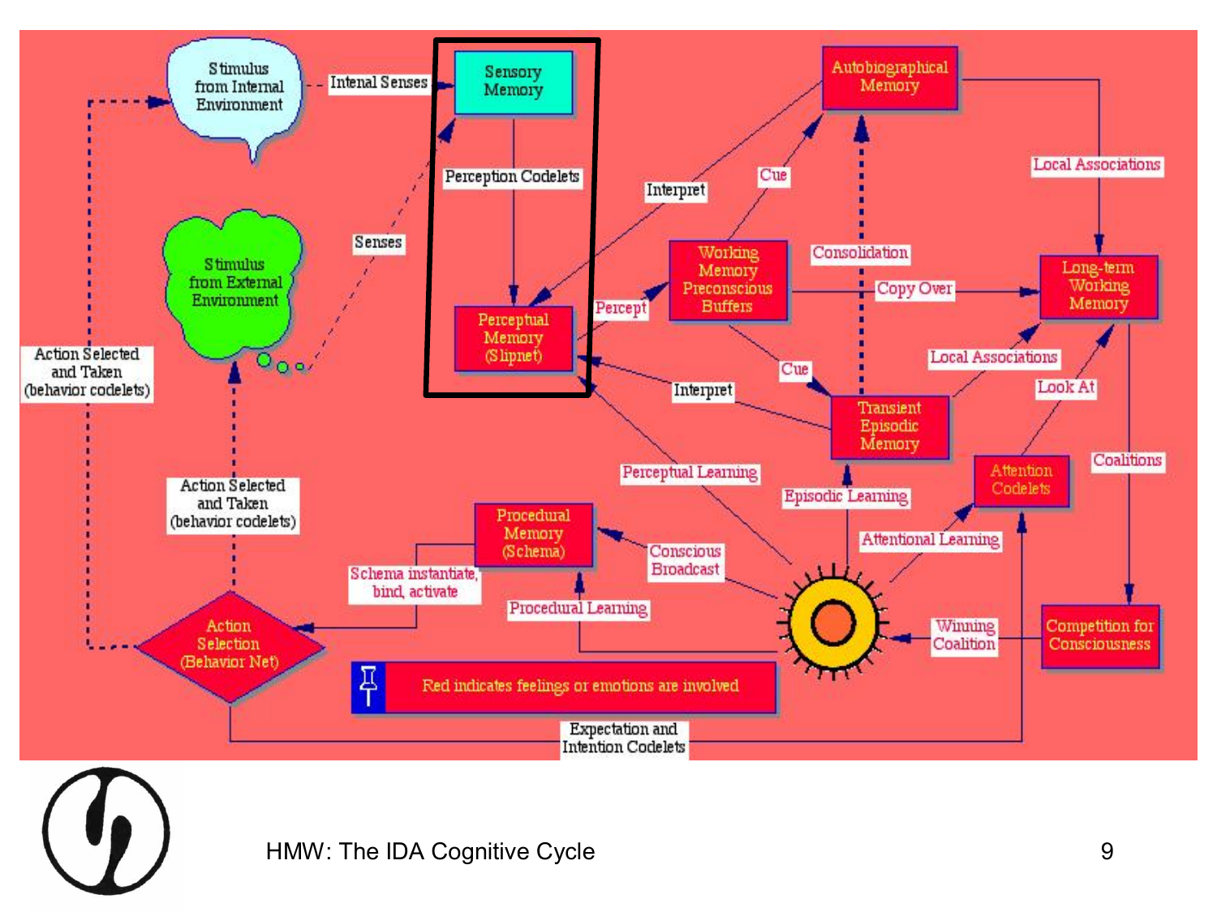Stimulus from Internal Environment

Intenal Senses

Sensory Memory

Perception Codelets

Perceptual Memory (Slipnet)

Senses

Stimulus from External Environment

Action Selected and Taken (behavior codelets)

Action Selected and Taken (behavior codelets)

Action Selection (Behavior Net)

Schema instantiate, bind, activate

Procedural Memory (Schema)

Procedural Learning

Conscious Broadcast

Perceptual Learning

Interpret

Percept

Working Memory Preconscious Buffers

Interpret

Cue

Autobiographical Memory

Consolidation

Cue

Copy Over

Transient Episodic Memory

Episodic Learning

Local Associations

Long-term Working Memory

Local Associations

Look At

Attention Codelets

Attentional Learning

Coalitions

Competition for Consciousness

Winning Coalition

Red indicates feelings or emotions are involved

Expectation and Intention Codelets

HMW: The IDA Cognitive Cycle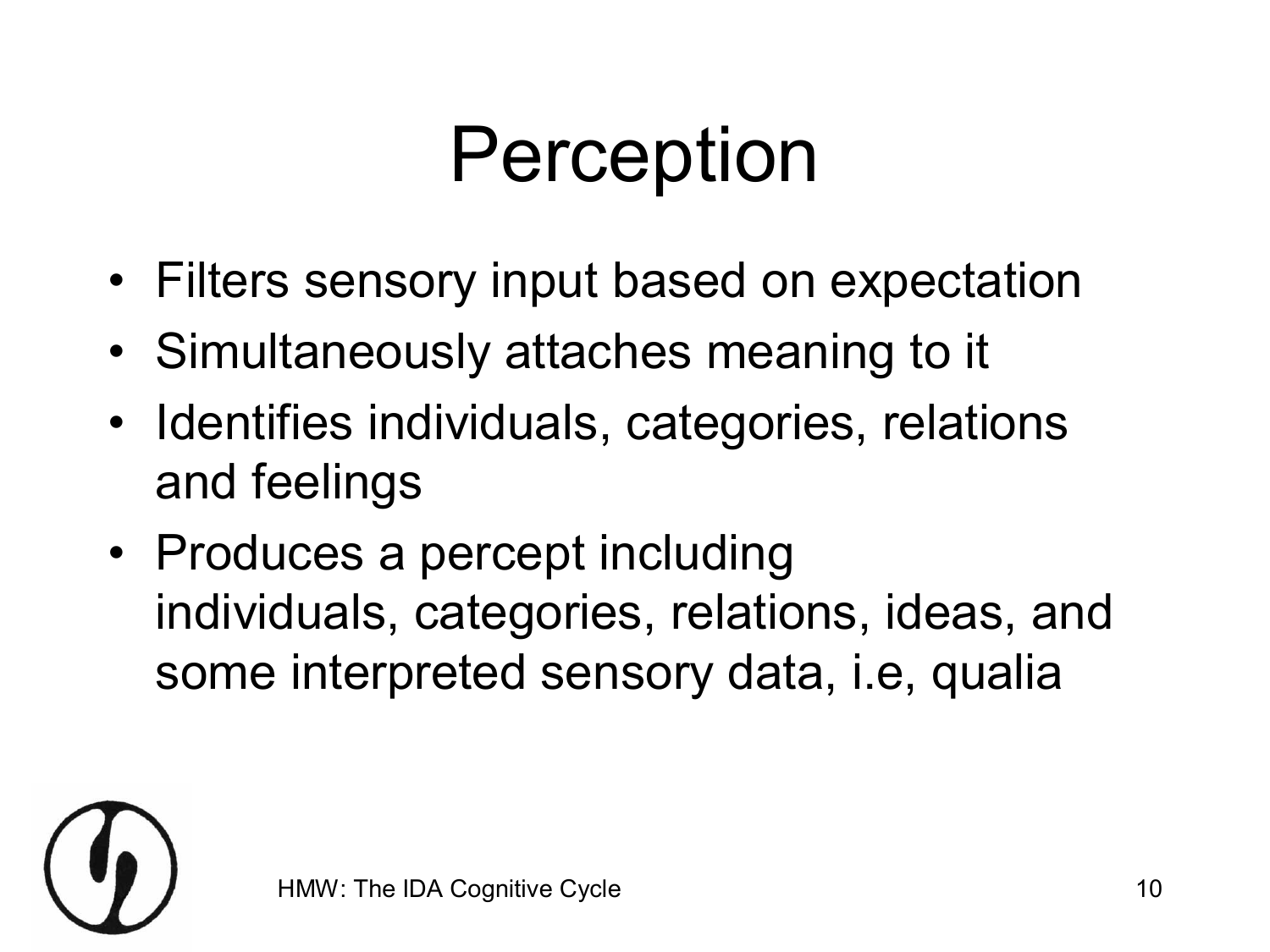# Perception

- Filters sensory input based on expectation
- Simultaneously attaches meaning to it
- Identifies individuals, categories, relations and feelings
- Produces a percept including individuals, categories, relations, ideas, and some interpreted sensory data, i.e, qualia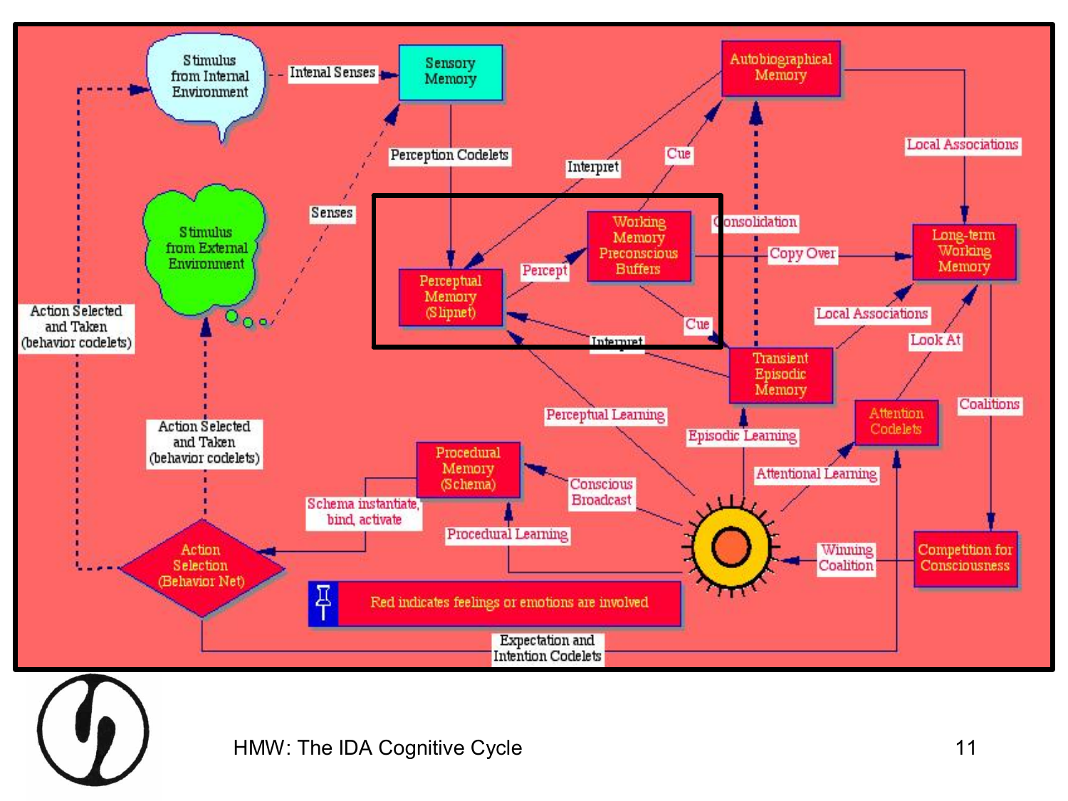Stimulus from Internal Environment

Intenal Senses

Sensory Memory

Autobiographical Memory

Perception Codelets

Interpret

Cue

Local Associations

Senses

Stimulus from External Environment

Working Memory Preconscious Buffers

Consolidation

Percept

Copy Over

Long-term Working Memory

Perceptual Memory (Slipnet)

Cue

Local Associations

Action Selected and Taken (behavior codelets)

Interpret

Transient Episodic Memory

Look At

Perceptual Learning

Coalitions

Episodic Learning

Attention Codelets

Action Selected and Taken (behavior codelets)

Procedural Memory (Schema)

Attentional Learning

Conscious Broadcast

Schema instantiate, bind, activate

Procedural Learning

Winning Coalition

Competition for Consciousness

Action Selection (Behavior Net)

Red indicates feelings or emotions are involved

Expectation and Intention Codelets

HMW: The IDA Cognitive Cycle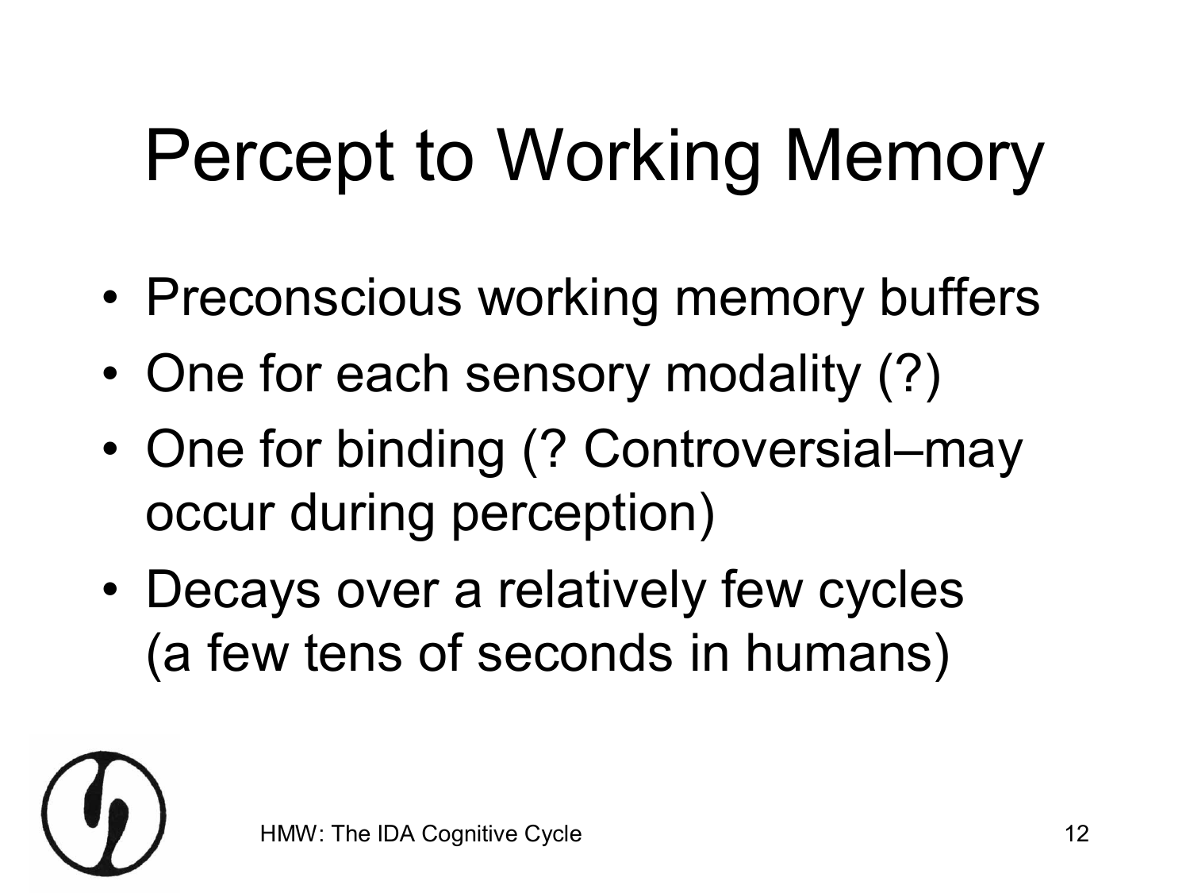# Percept to Working Memory

- Preconscious working memory buffers
- One for each sensory modality (?)
- One for binding (? Controversial–may occur during perception)
- Decays over a relatively few cycles (a few tens of seconds in humans)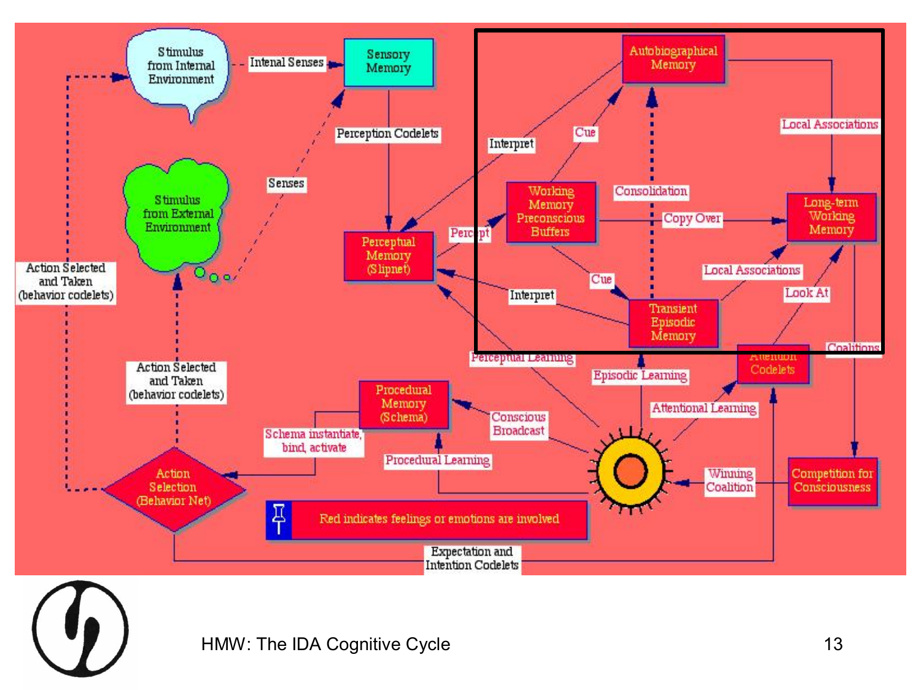Stimulus from Internal Environment

Intenal Senses

Sensory Memory

Perception Codelets

Senses

Stimulus from External Environment

Action Selected and Taken (behavior codelets)

Perceptual Memory (Slipnet)

Percept

Interpret

Cue

Autobiographical Memory

Local Associations

Working Memory Preconscious Buffers

Consolidation

Copy Over

Long-term Working Memory

Local Associations

Cue

Interpret

Transient Episodic Memory

Look At

Perceptual Learning

Episodic Learning

Attention Codelets

Coalitions

Action Selected and Taken (behavior codelets)

Procedural Memory (Schema)

Conscious Broadcast

Attentional Learning

Schema instantiate, bind, activate

Procedural Learning

Action Selection (Behavior Net)

Winning Coalition

Competition for Consciousness

Red indicates feelings or emotions are involved

Expectation and Intention Codelets

HMW: The IDA Cognitive Cycle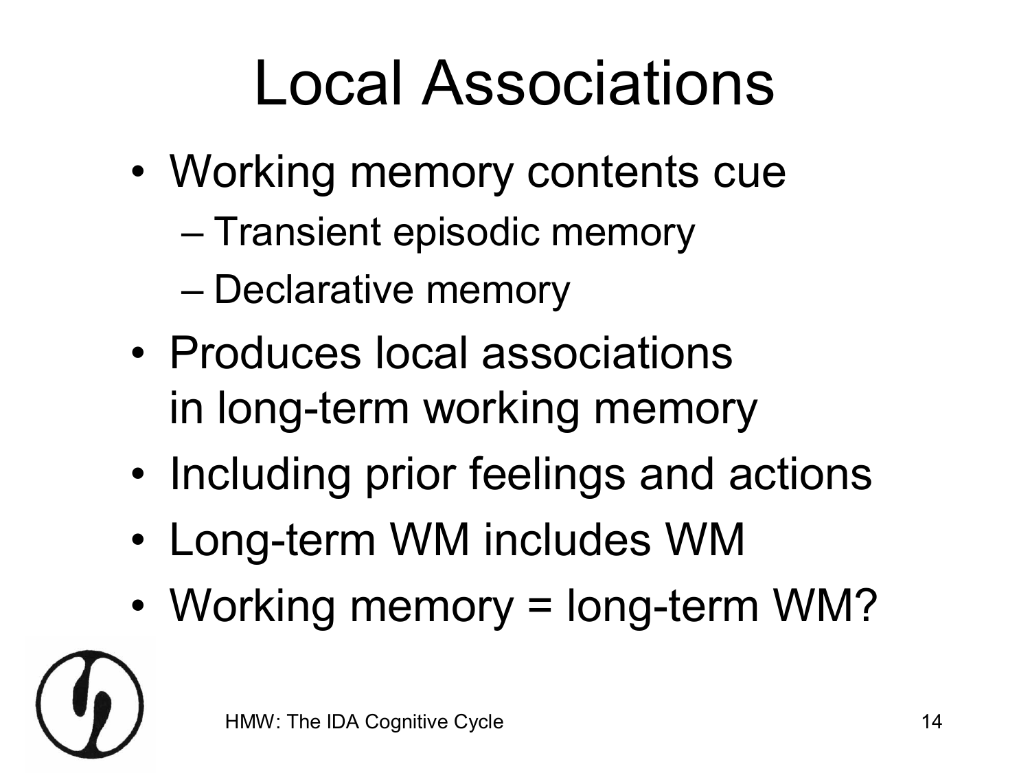# Local Associations

- Working memory contents cue
  - Transient episodic memory
  - Declarative memory
- Produces local associations in long-term working memory
- Including prior feelings and actions
- Long-term WM includes WM
- Working memory = long-term WM?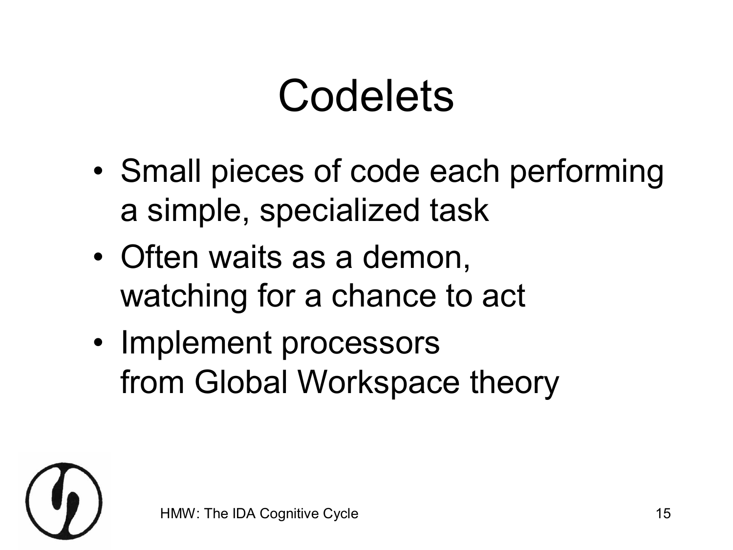# Codelets

- Small pieces of code each performing a simple, specialized task
- Often waits as a demon, watching for a chance to act
- Implement processors from Global Workspace theory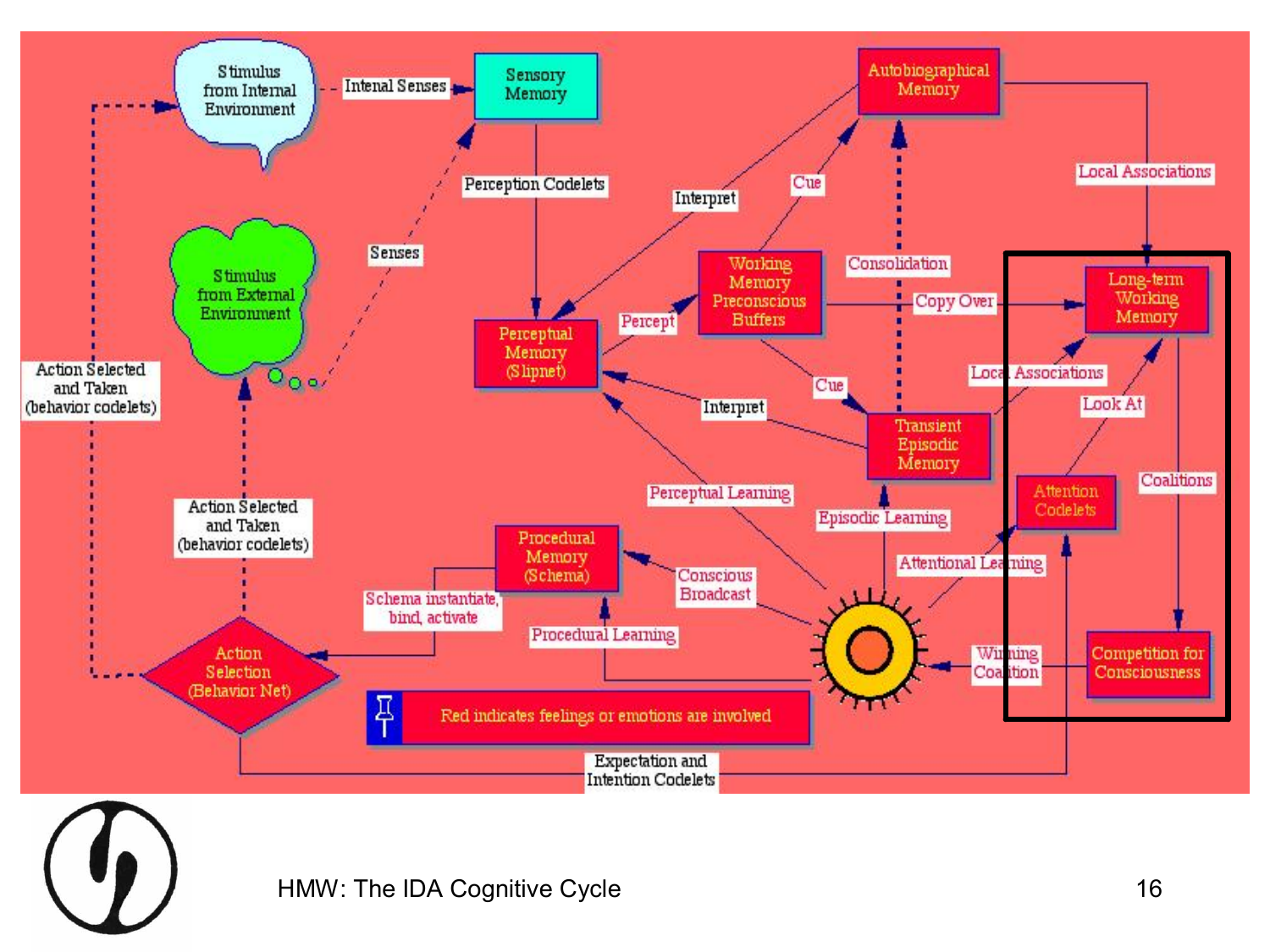# HMW: The IDA Cognitive Cycle

- Stimulus from Internal Environment
- Intenal Senses
- Sensory Memory
- Perception Codelets
- Senses
- Stimulus from External Environment
- Perceptual Memory (Slipnet)
- Interpret
- Percept
- Working Memory Preconscious Buffers
- Cue
- Autobiographical Memory
- Consolidation
- Copy Over
- Local Associations
- Long-term Working Memory
- Local Associations
- Look At
- Coalitions
- Attention Codelets
- Transient Episodic Memory
- Interpret
- Cue
- Perceptual Learning
- Episodic Learning
- Attentional Learning
- Competition for Consciousness
- Winning Coalition
- Conscious Broadcast
- Procedural Memory (Schema)
- Procedural Learning
- Schema instantiate, bind, activate
- Action Selection (Behavior Net)
- Action Selected and Taken (behavior codelets)
- Action Selected and Taken (behavior codelets)
- Red indicates feelings or emotions are involved
- Expectation and Intention Codelets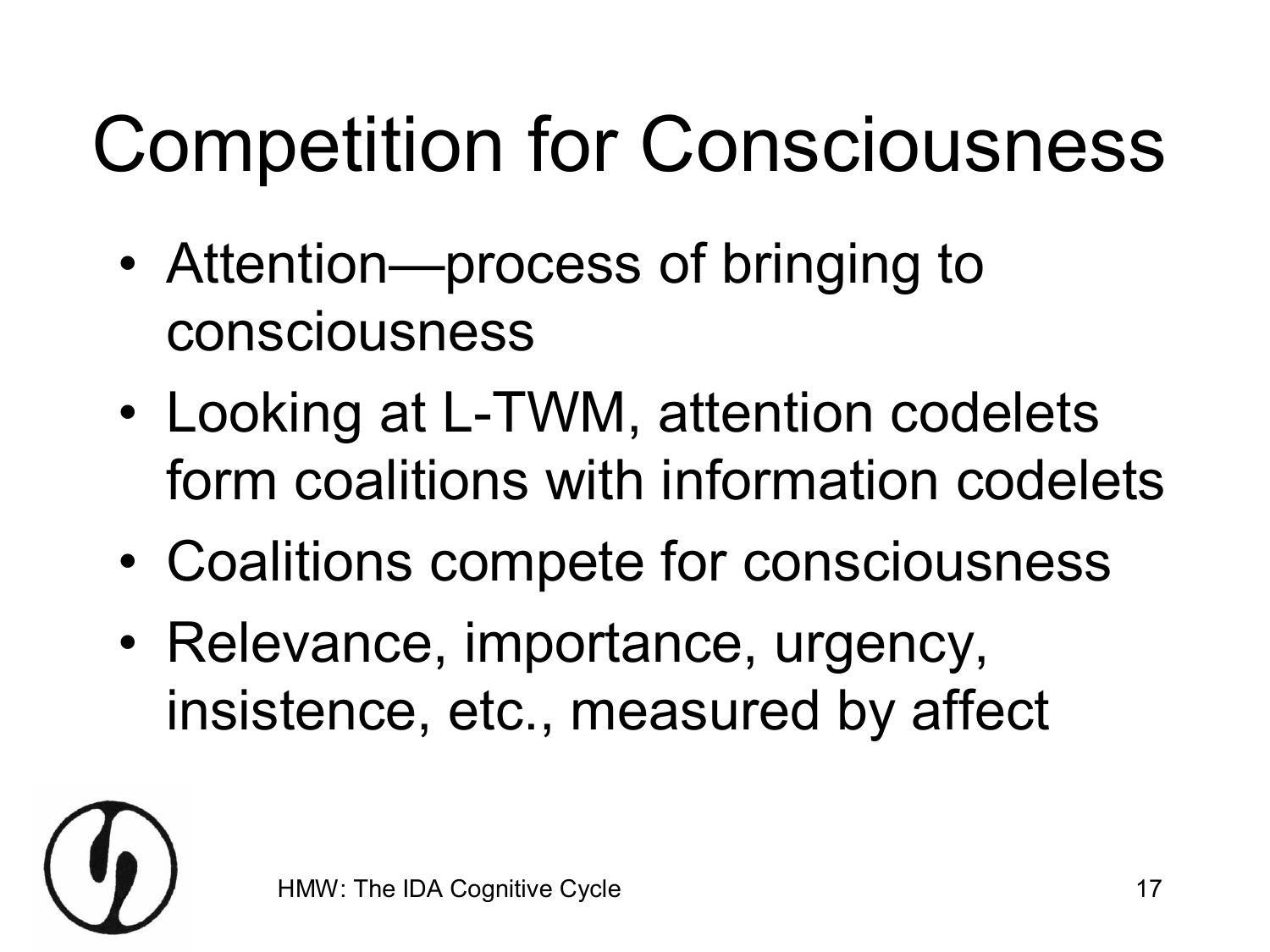# Competition for Consciousness

- Attention—process of bringing to consciousness
- Looking at L-TWM, attention codelets form coalitions with information codelets
- Coalitions compete for consciousness
- Relevance, importance, urgency, insistence, etc., measured by affect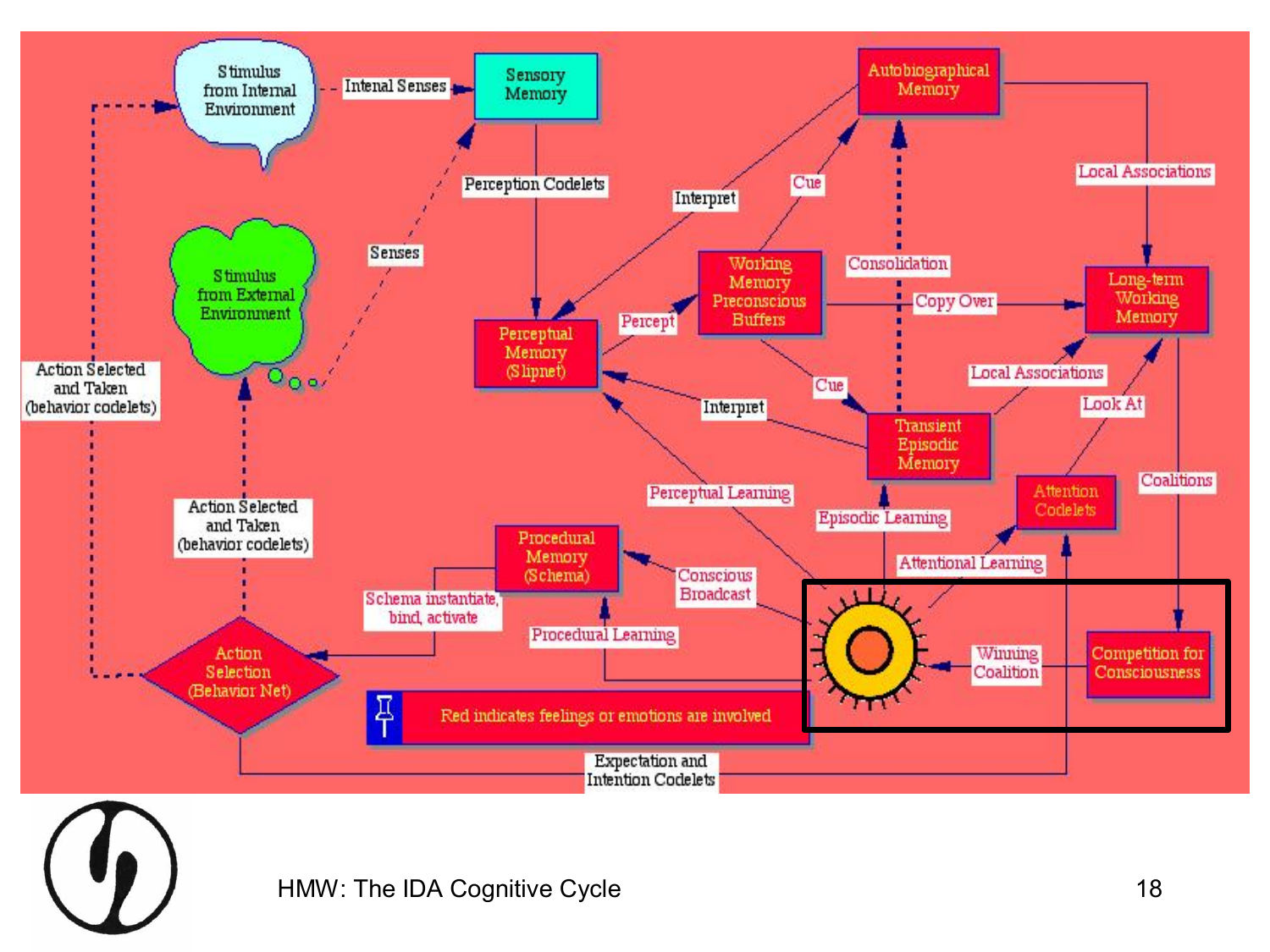Stimulus from Internal Environment

Intenal Senses

Sensory Memory

Perception Codelets

Senses

Stimulus from External Environment

Action Selected and Taken (behavior codelets)

Perceptual Memory (Slipnet)

Percept

Working Memory Preconscious Buffers

Interpret

Cue

Autobiographical Memory

Consolidation

Local Associations

Copy Over

Long-term Working Memory

Transient Episodic Memory

Local Associations

Look At

Coalitions

Attention Codelets

Perceptual Learning

Episodic Learning

Attentional Learning

Procedural Memory (Schema)

Conscious Broadcast

Schema instantiate, bind, activate

Procedural Learning

Action Selected and Taken (behavior codelets)

Action Selection (Behavior Net)

Winning Coalition

Competition for Consciousness

Red indicates feelings or emotions are involved

Expectation and Intention Codelets

HMW: The IDA Cognitive Cycle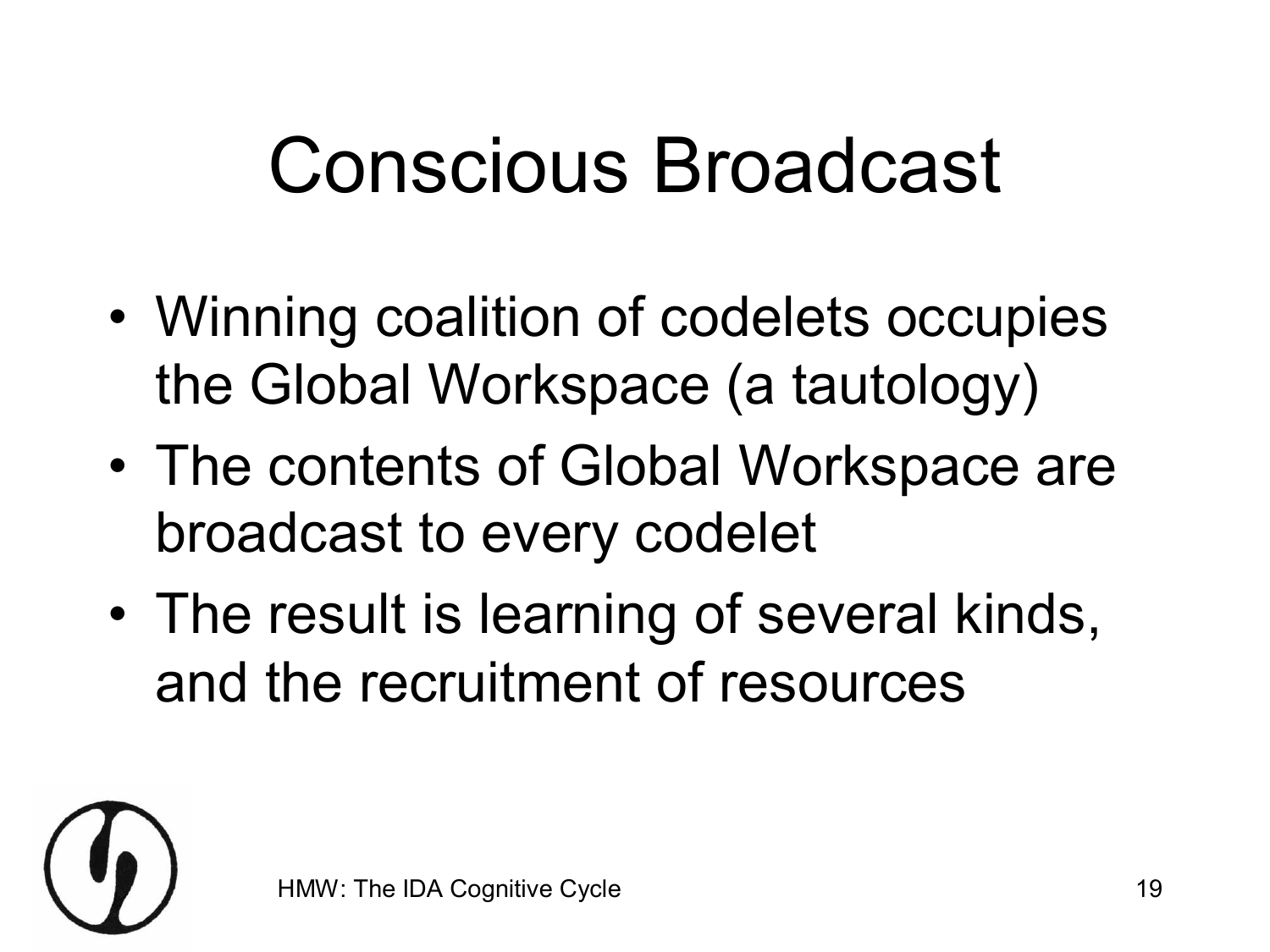# Conscious Broadcast

- Winning coalition of codelets occupies the Global Workspace (a tautology)
- The contents of Global Workspace are broadcast to every codelet
- The result is learning of several kinds, and the recruitment of resources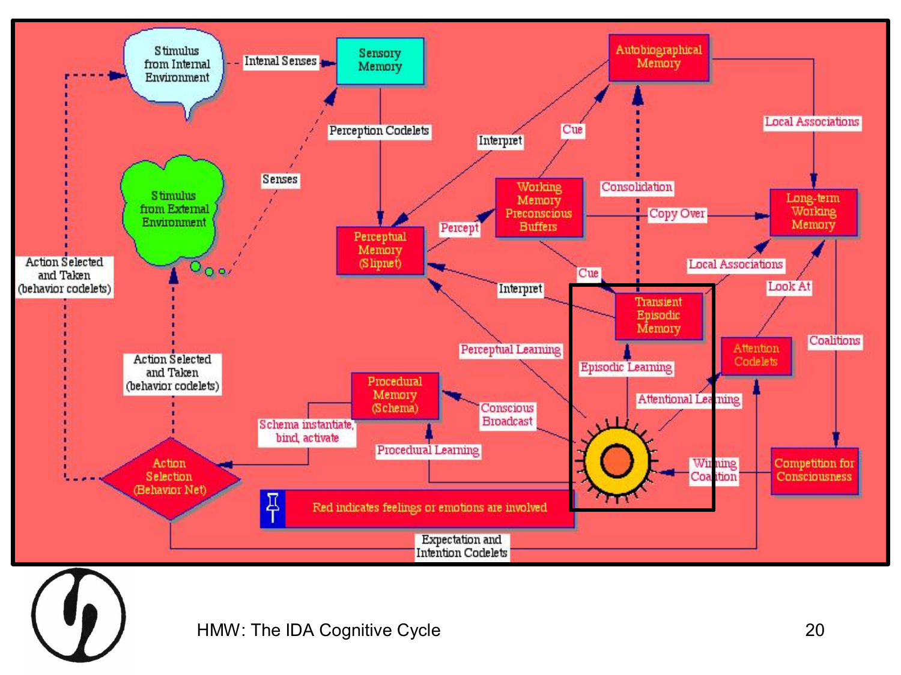Stimulus from Internal Environment

Intenal Senses

Sensory Memory

Autobiographical Memory

Perception Codelets

Interpret

Cue

Local Associations

Senses

Stimulus from External Environment

Working Memory Preconscious Buffers

Consolidation

Copy Over

Long-term Working Memory

Percept

Perceptual Memory (Slipnet)

Action Selected and Taken (behavior codelets)

Cue

Local Associations

Interpret

Transient Episodic Memory

Look At

Perceptual Learning

Coalitions

Attention Codelets

Action Selected and Taken (behavior codelets)

Episodic Learning

Procedural Memory (Schema)

Attentional Learning

Conscious Broadcast

Schema instantiate, bind, activate

Action Selection (Behavior Net)

Procedural Learning

Winning Coalition

Competition for Consciousness

Red indicates feelings or emotions are involved

Expectation and Intention Codelets

HMW: The IDA Cognitive Cycle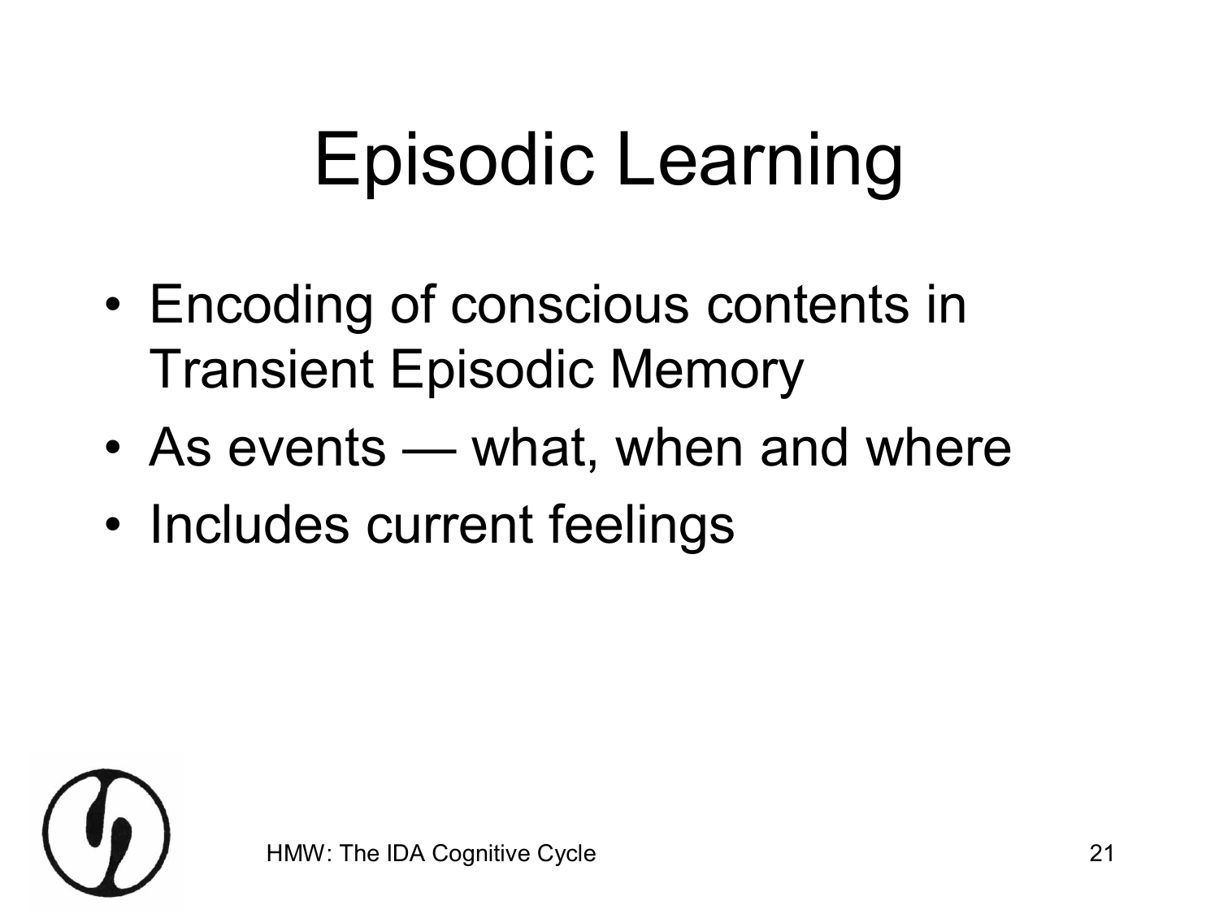# Episodic Learning

- Encoding of conscious contents in Transient Episodic Memory
- As events — what, when and where
- Includes current feelings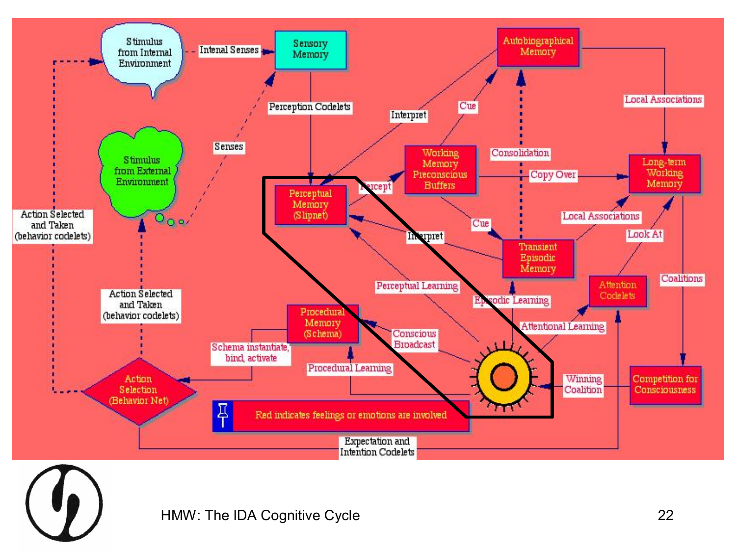Stimulus from Internal Environment

Intenal Senses

Sensory Memory

Autobiographical Memory

Perception Codelets

Interpret

Cue

Local Associations

Senses

Stimulus from External Environment

Working Memory Preconscious Buffers

Consolidation

Copy Over

Long-term Working Memory

Perceptual Memory (Slipnet)

Percept

Cue

Local Associations

Action Selected and Taken (behavior codelets)

Interpret

Transient Episodic Memory

Look At

Perceptual Learning

Attention Codelets

Coalitions

Episodic Learning

Action Selected and Taken (behavior codelets)

Procedural Memory (Schema)

Attentional Learning

Conscious Broadcast

Schema instantiate, bind, activate

Procedural Learning

Winning Coalition

Competition for Consciousness

Action Selection (Behavior Net)

Red indicates feelings or emotions are involved

Expectation and Intention Codelets

HMW: The IDA Cognitive Cycle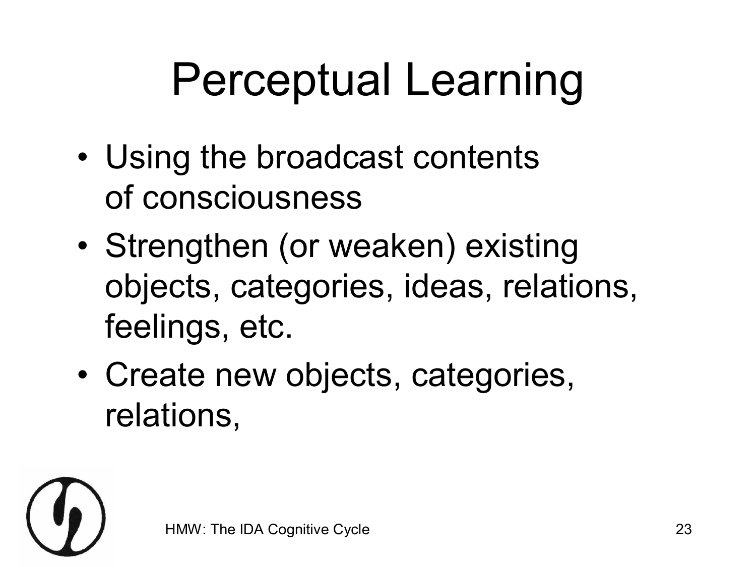# Perceptual Learning

- Using the broadcast contents of consciousness
- Strengthen (or weaken) existing objects, categories, ideas, relations, feelings, etc.
- Create new objects, categories, relations,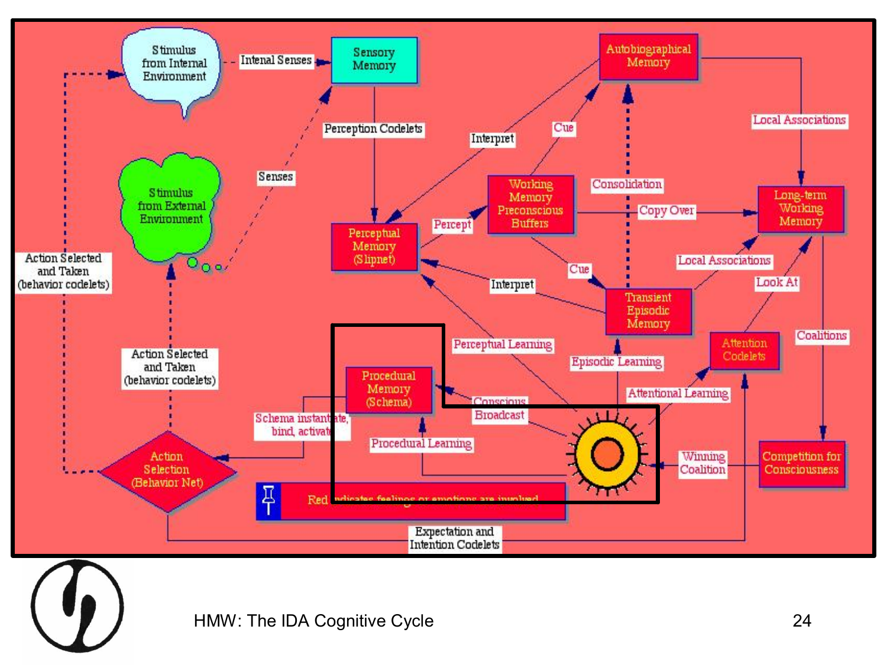Stimulus from Internal Environment

Intenal Senses

Sensory Memory

Autobiographical Memory

Perception Codelets

Interpret

Cue

Local Associations

Senses

Stimulus from External Environment

Working Memory Preconscious Buffers

Consolidation

Copy Over

Long-term Working Memory

Percept

Perceptual Memory (Slipnet)

Action Selected and Taken (behavior codelets)

Cue

Local Associations

Interpret

Look At

Transient Episodic Memory

Coalitions

Perceptual Learning

Attention Codelets

Action Selected and Taken (behavior codelets)

Episodic Learning

Procedural Memory (Schema)

Attentional Learning

Conscious Broadcast

Schema instantiate, bind, activate

Procedural Learning

Winning Coalition

Competition for Consciousness

Action Selection (Behavior Net)

Red indicates feelings or emotions are involved

Expectation and Intention Codelets

HMW: The IDA Cognitive Cycle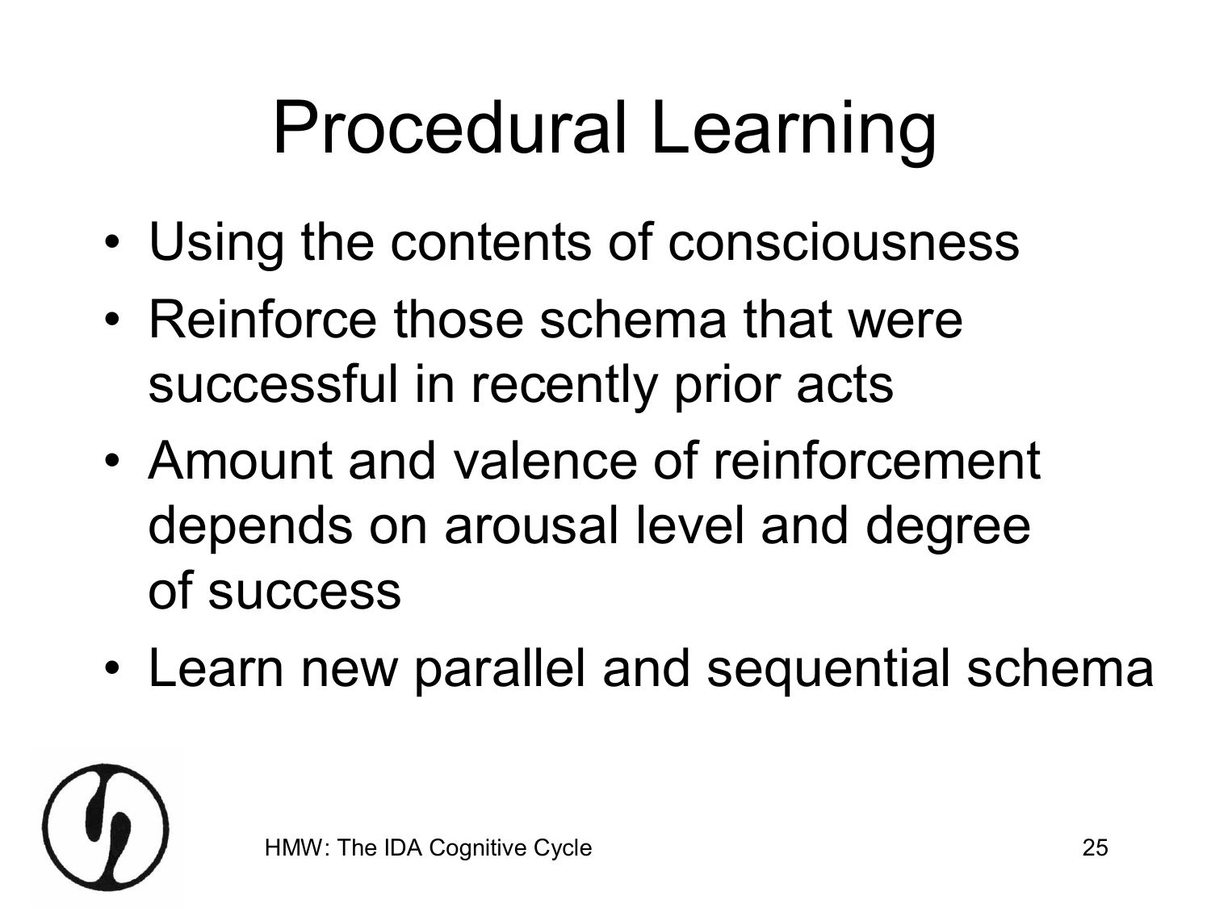# Procedural Learning

- Using the contents of consciousness
- Reinforce those schema that were successful in recently prior acts
- Amount and valence of reinforcement depends on arousal level and degree of success
- Learn new parallel and sequential schema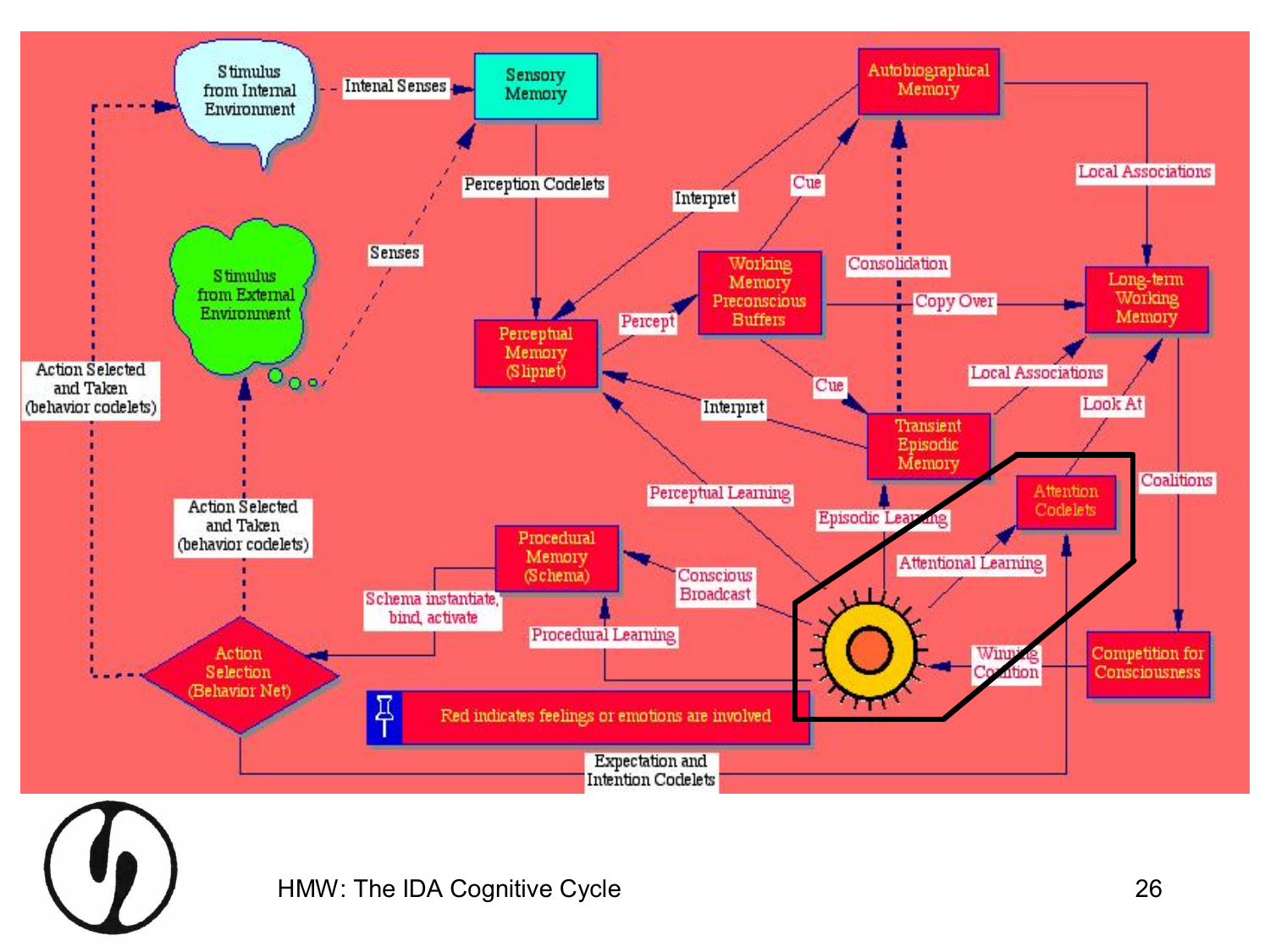Stimulus from Internal Environment

Intenal Senses

Sensory Memory

Perception Codelets

Senses

Stimulus from External Environment

Autobiographical Memory

Local Associations

Interpret

Cue

Working Memory Preconscious Buffers

Consolidation

Copy Over

Long-term Working Memory

Percept

Perceptual Memory (Slipnet)

Cue

Local Associations

Interpret

Look At

Transient Episodic Memory

Action Selected and Taken (behavior codelets)

Perceptual Learning

Coalitions

Episodic Learning

Attention Codelets

Action Selected and Taken (behavior codelets)

Procedural Memory (Schema)

Attentional Learning

Conscious Broadcast

Schema instantiate, bind, activate

Procedural Learning

Action Selection (Behavior Net)

Winning Coalition

Competition for Consciousness

Red indicates feelings or emotions are involved

Expectation and Intention Codelets

HMW: The IDA Cognitive Cycle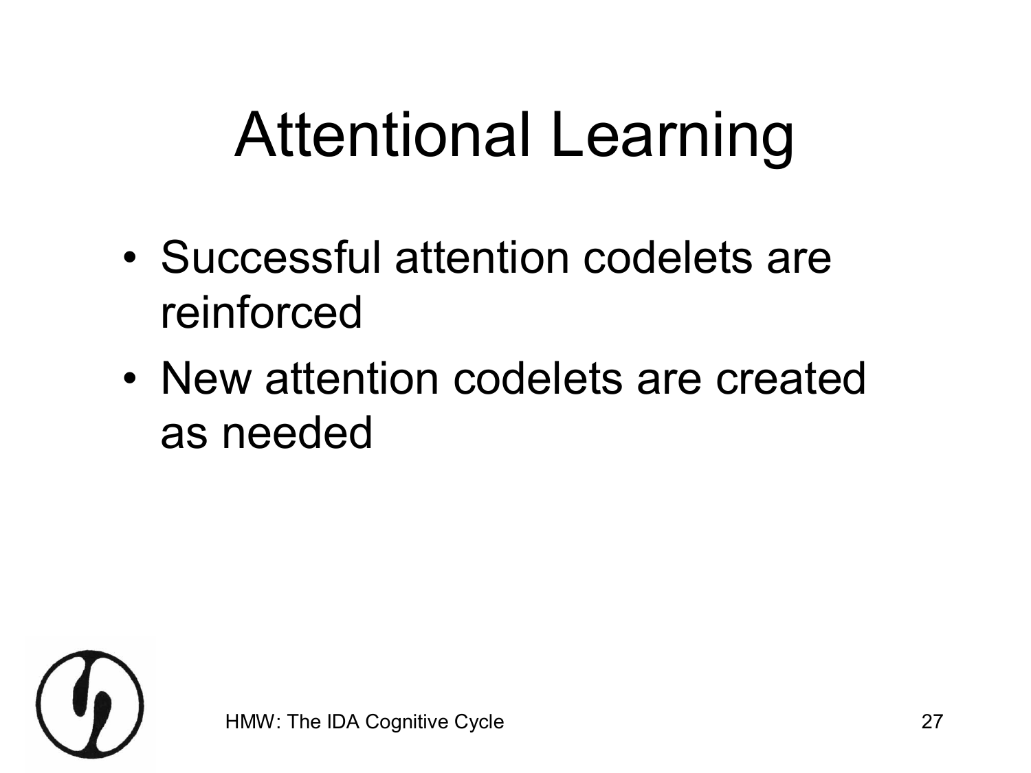# Attentional Learning

- Successful attention codelets are reinforced
- New attention codelets are created as needed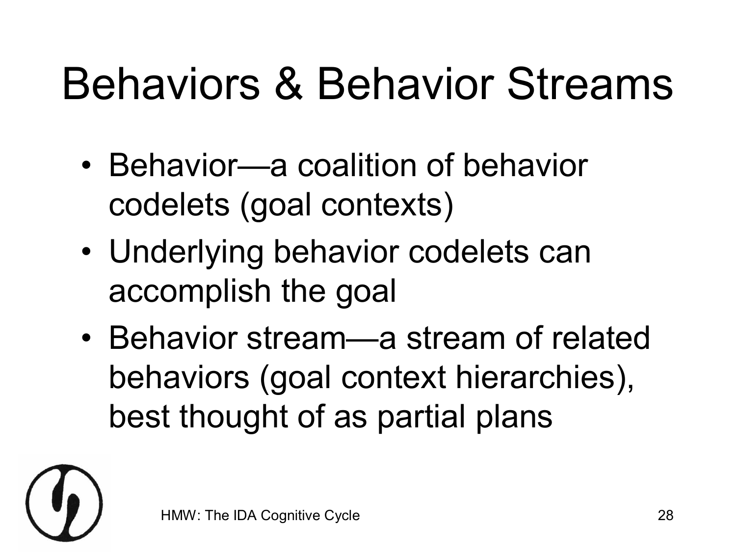# Behaviors & Behavior Streams

- Behavior—a coalition of behavior codelets (goal contexts)
- Underlying behavior codelets can accomplish the goal
- Behavior stream—a stream of related behaviors (goal context hierarchies), best thought of as partial plans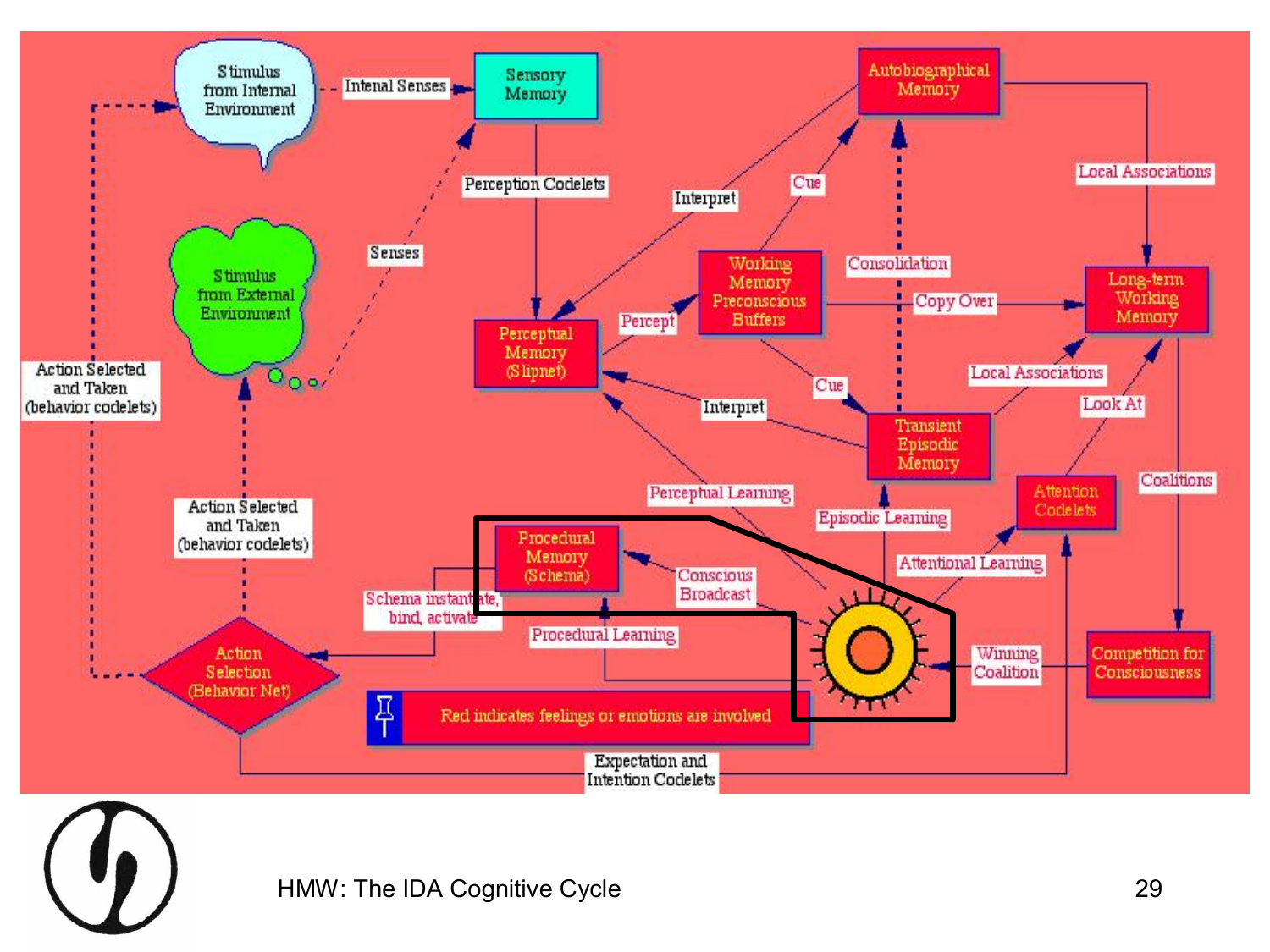Stimulus from Internal Environment

Intenal Senses

Sensory Memory

Autobiographical Memory

Perception Codelets

Interpret

Cue

Local Associations

Senses

Stimulus from External Environment

Working Memory Preconscious Buffers

Consolidation

Copy Over

Long-term Working Memory

Percept

Perceptual Memory (Slipnet)

Cue

Local Associations

Action Selected and Taken (behavior codelets)

Interpret

Look At

Transient Episodic Memory

Coalitions

Perceptual Learning

Attention Codelets

Episodic Learning

Action Selected and Taken (behavior codelets)

Procedural Memory (Schema)

Attentional Learning

Conscious Broadcast

Schema instantiate, bind, activate

Procedural Learning

Winning Coalition

Competition for Consciousness

Action Selection (Behavior Net)

Red indicates feelings or emotions are involved

Expectation and Intention Codelets

HMW: The IDA Cognitive Cycle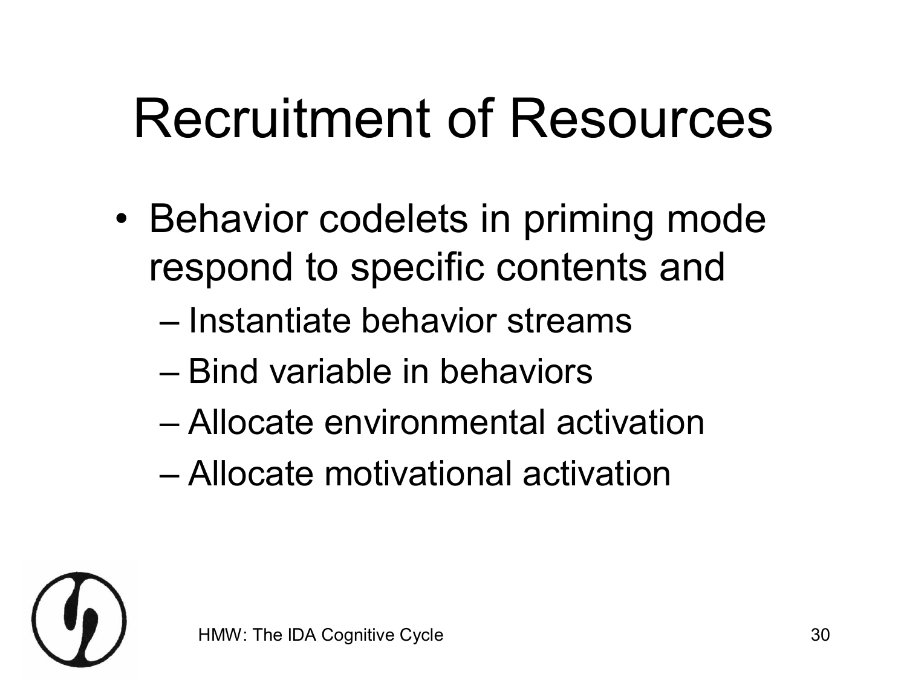# Recruitment of Resources

- Behavior codelets in priming mode respond to specific contents and
  - Instantiate behavior streams
  - Bind variable in behaviors
  - Allocate environmental activation
  - Allocate motivational activation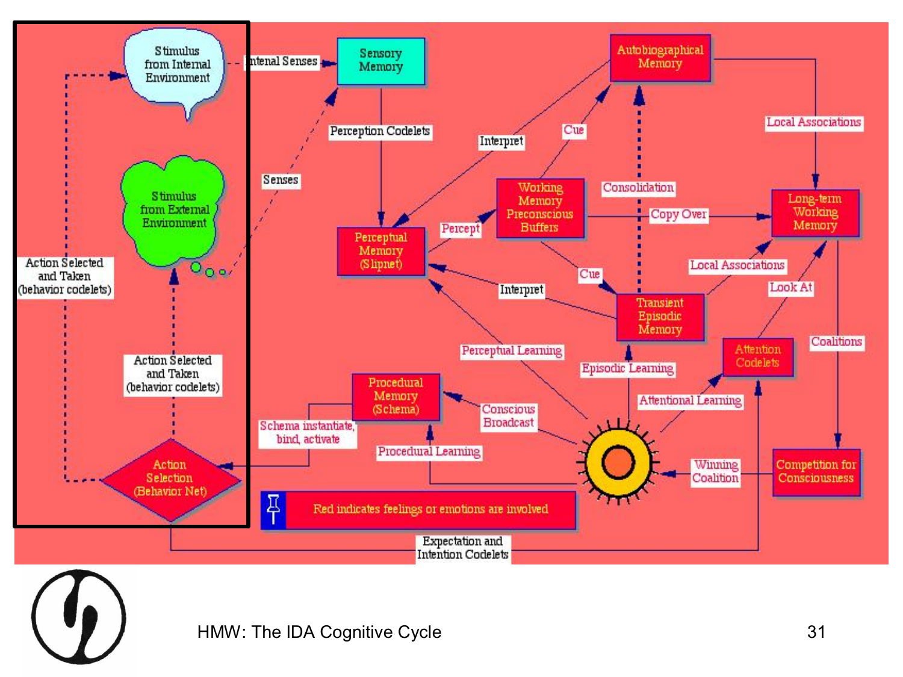# HMW: The IDA Cognitive Cycle

- Stimulus from Internal Environment
- Intenal Senses
- Sensory Memory
- Stimulus from External Environment
- Senses
- Perception Codelets
- Perceptual Memory (Slipnet)
- Interpret
- Percept
- Working Memory Preconscious Buffers
- Cue
- Autobiographical Memory
- Consolidation
- Copy Over
- Local Associations
- Long-term Working Memory
- Transient Episodic Memory
- Look At
- Attention Codelets
- Coalitions
- Competition for Consciousness
- Winning Coalition
- Perceptual Learning
- Episodic Learning
- Attentional Learning
- Conscious Broadcast
- Procedural Memory (Schema)
- Procedural Learning
- Schema instantiate, bind, activate
- Action Selection (Behavior Net)
- Action Selected and Taken (behavior codelets)
- Expectation and Intention Codelets
- Red indicates feelings or emotions are involved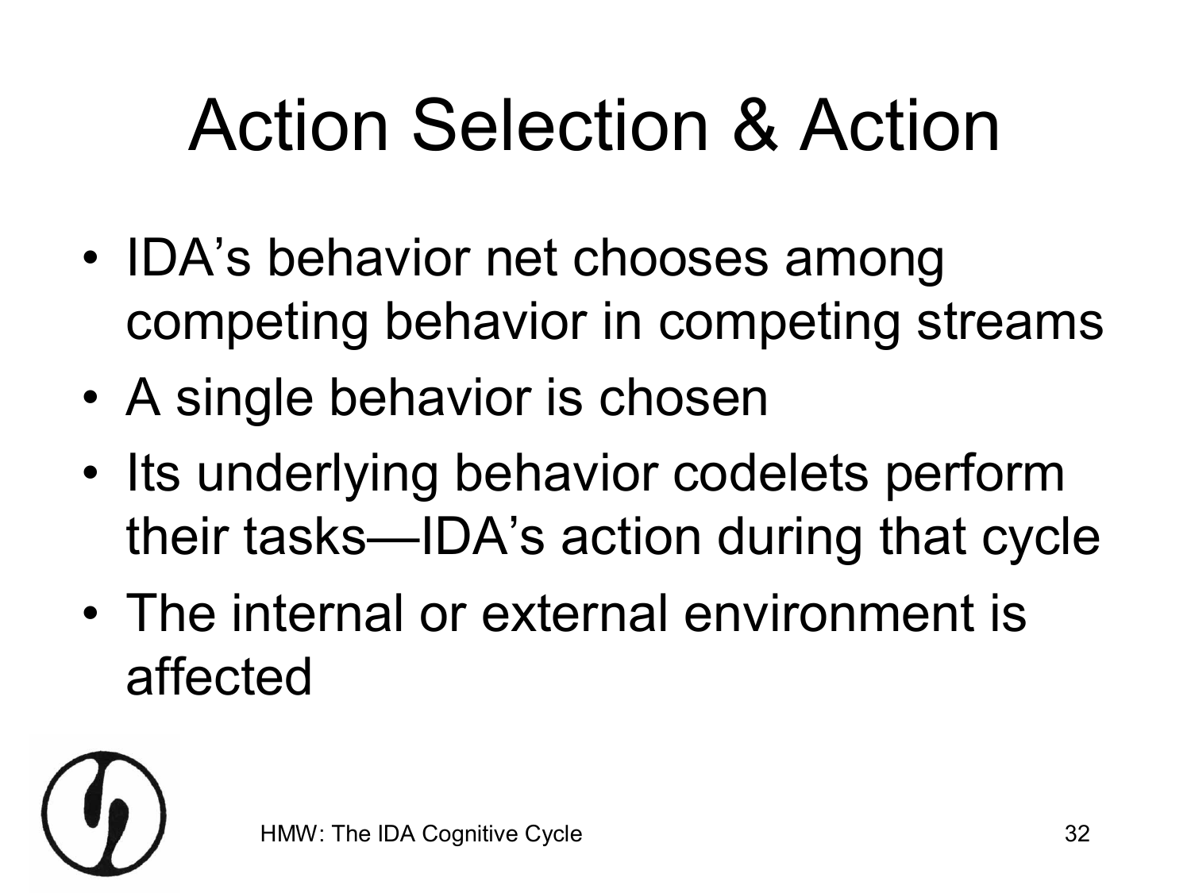# Action Selection & Action

- IDA's behavior net chooses among competing behavior in competing streams
- A single behavior is chosen
- Its underlying behavior codelets perform their tasks—IDA's action during that cycle
- The internal or external environment is affected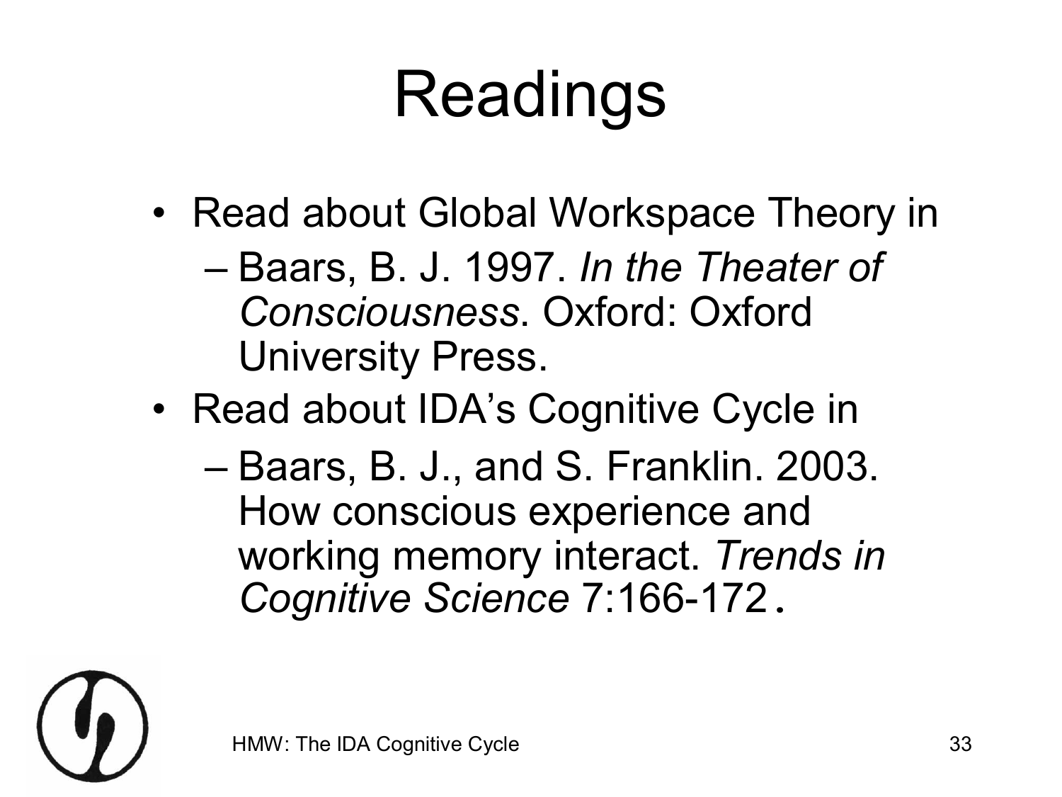# Readings

- Read about Global Workspace Theory in
  - Baars, B. J. 1997. *In the Theater of Consciousness*. Oxford: Oxford University Press.
- Read about IDA's Cognitive Cycle in
  - Baars, B. J., and S. Franklin. 2003. How conscious experience and working memory interact. *Trends in Cognitive Science* 7:166-172.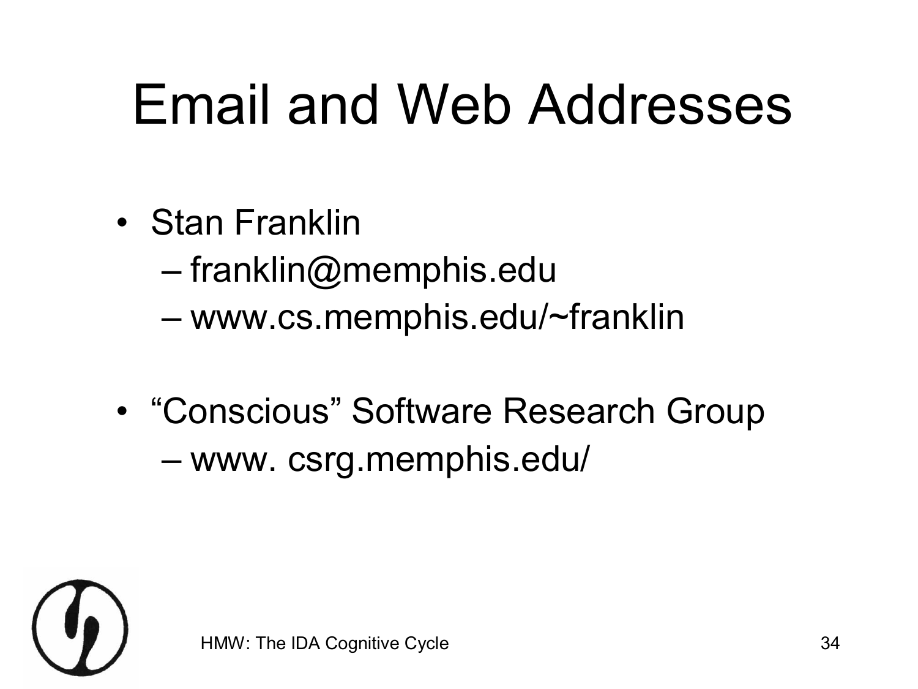# Email and Web Addresses

- Stan Franklin
  - franklin@memphis.edu
  - www.cs.memphis.edu/~franklin

- "Conscious" Software Research Group
  - www. csrg.memphis.edu/